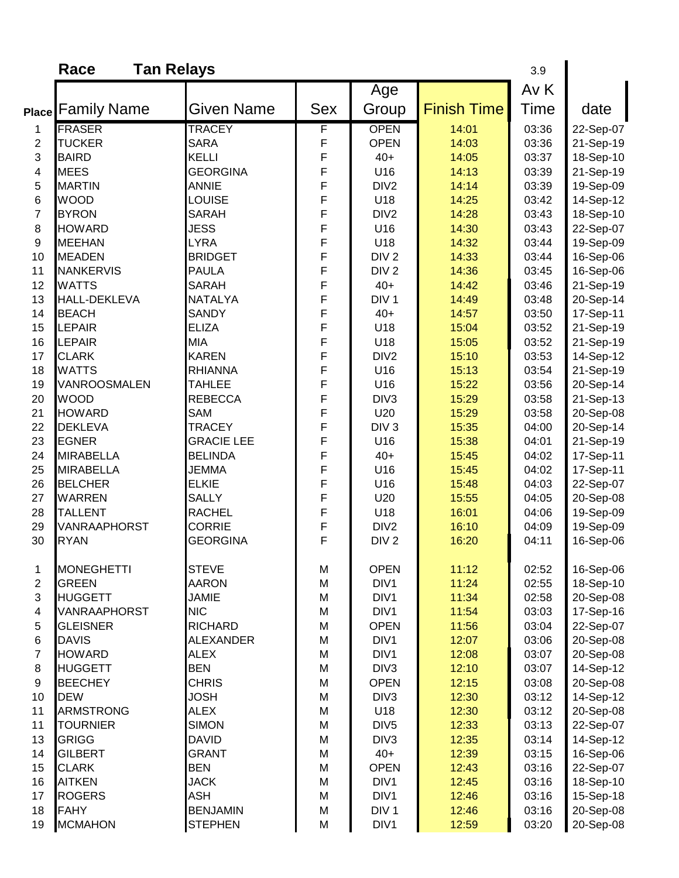**Race** **Tan Relays** 3.9

| Place | Family Name | Given Name | Sex | Age Group | Finish Time | Av K Time | date |
|---|---|---|---|---|---|---|---|
| 1 | FRASER | TRACEY | F | OPEN | 14:01 | 03:36 | 22-Sep-07 |
| 2 | TUCKER | SARA | F | OPEN | 14:03 | 03:36 | 21-Sep-19 |
| 3 | BAIRD | KELLI | F | 40+ | 14:05 | 03:37 | 18-Sep-10 |
| 4 | MEES | GEORGINA | F | U16 | 14:13 | 03:39 | 21-Sep-19 |
| 5 | MARTIN | ANNIE | F | DIV2 | 14:14 | 03:39 | 19-Sep-09 |
| 6 | WOOD | LOUISE | F | U18 | 14:25 | 03:42 | 14-Sep-12 |
| 7 | BYRON | SARAH | F | DIV2 | 14:28 | 03:43 | 18-Sep-10 |
| 8 | HOWARD | JESS | F | U16 | 14:30 | 03:43 | 22-Sep-07 |
| 9 | MEEHAN | LYRA | F | U18 | 14:32 | 03:44 | 19-Sep-09 |
| 10 | MEADEN | BRIDGET | F | DIV 2 | 14:33 | 03:44 | 16-Sep-06 |
| 11 | NANKERVIS | PAULA | F | DIV 2 | 14:36 | 03:45 | 16-Sep-06 |
| 12 | WATTS | SARAH | F | 40+ | 14:42 | 03:46 | 21-Sep-19 |
| 13 | HALL-DEKLEVA | NATALYA | F | DIV 1 | 14:49 | 03:48 | 20-Sep-14 |
| 14 | BEACH | SANDY | F | 40+ | 14:57 | 03:50 | 17-Sep-11 |
| 15 | LEPAIR | ELIZA | F | U18 | 15:04 | 03:52 | 21-Sep-19 |
| 16 | LEPAIR | MIA | F | U18 | 15:05 | 03:52 | 21-Sep-19 |
| 17 | CLARK | KAREN | F | DIV2 | 15:10 | 03:53 | 14-Sep-12 |
| 18 | WATTS | RHIANNA | F | U16 | 15:13 | 03:54 | 21-Sep-19 |
| 19 | VANROOSMALEN | TAHLEE | F | U16 | 15:22 | 03:56 | 20-Sep-14 |
| 20 | WOOD | REBECCA | F | DIV3 | 15:29 | 03:58 | 21-Sep-13 |
| 21 | HOWARD | SAM | F | U20 | 15:29 | 03:58 | 20-Sep-08 |
| 22 | DEKLEVA | TRACEY | F | DIV 3 | 15:35 | 04:00 | 20-Sep-14 |
| 23 | EGNER | GRACIE LEE | F | U16 | 15:38 | 04:01 | 21-Sep-19 |
| 24 | MIRABELLA | BELINDA | F | 40+ | 15:45 | 04:02 | 17-Sep-11 |
| 25 | MIRABELLA | JEMMA | F | U16 | 15:45 | 04:02 | 17-Sep-11 |
| 26 | BELCHER | ELKIE | F | U16 | 15:48 | 04:03 | 22-Sep-07 |
| 27 | WARREN | SALLY | F | U20 | 15:55 | 04:05 | 20-Sep-08 |
| 28 | TALLENT | RACHEL | F | U18 | 16:01 | 04:06 | 19-Sep-09 |
| 29 | VANRAAPHORST | CORRIE | F | DIV2 | 16:10 | 04:09 | 19-Sep-09 |
| 30 | RYAN | GEORGINA | F | DIV 2 | 16:20 | 04:11 | 16-Sep-06 |
| | | | | | | | |
| 1 | MONEGHETTI | STEVE | M | OPEN | 11:12 | 02:52 | 16-Sep-06 |
| 2 | GREEN | AARON | M | DIV1 | 11:24 | 02:55 | 18-Sep-10 |
| 3 | HUGGETT | JAMIE | M | DIV1 | 11:34 | 02:58 | 20-Sep-08 |
| 4 | VANRAAPHORST | NIC | M | DIV1 | 11:54 | 03:03 | 17-Sep-16 |
| 5 | GLEISNER | RICHARD | M | OPEN | 11:56 | 03:04 | 22-Sep-07 |
| 6 | DAVIS | ALEXANDER | M | DIV1 | 12:07 | 03:06 | 20-Sep-08 |
| 7 | HOWARD | ALEX | M | DIV1 | 12:08 | 03:07 | 20-Sep-08 |
| 8 | HUGGETT | BEN | M | DIV3 | 12:10 | 03:07 | 14-Sep-12 |
| 9 | BEECHEY | CHRIS | M | OPEN | 12:15 | 03:08 | 20-Sep-08 |
| 10 | DEW | JOSH | M | DIV3 | 12:30 | 03:12 | 14-Sep-12 |
| 11 | ARMSTRONG | ALEX | M | U18 | 12:30 | 03:12 | 20-Sep-08 |
| 11 | TOURNIER | SIMON | M | DIV5 | 12:33 | 03:13 | 22-Sep-07 |
| 13 | GRIGG | DAVID | M | DIV3 | 12:35 | 03:14 | 14-Sep-12 |
| 14 | GILBERT | GRANT | M | 40+ | 12:39 | 03:15 | 16-Sep-06 |
| 15 | CLARK | BEN | M | OPEN | 12:43 | 03:16 | 22-Sep-07 |
| 16 | AITKEN | JACK | M | DIV1 | 12:45 | 03:16 | 18-Sep-10 |
| 17 | ROGERS | ASH | M | DIV1 | 12:46 | 03:16 | 15-Sep-18 |
| 18 | FAHY | BENJAMIN | M | DIV 1 | 12:46 | 03:16 | 20-Sep-08 |
| 19 | MCMAHON | STEPHEN | M | DIV1 | 12:59 | 03:20 | 20-Sep-08 |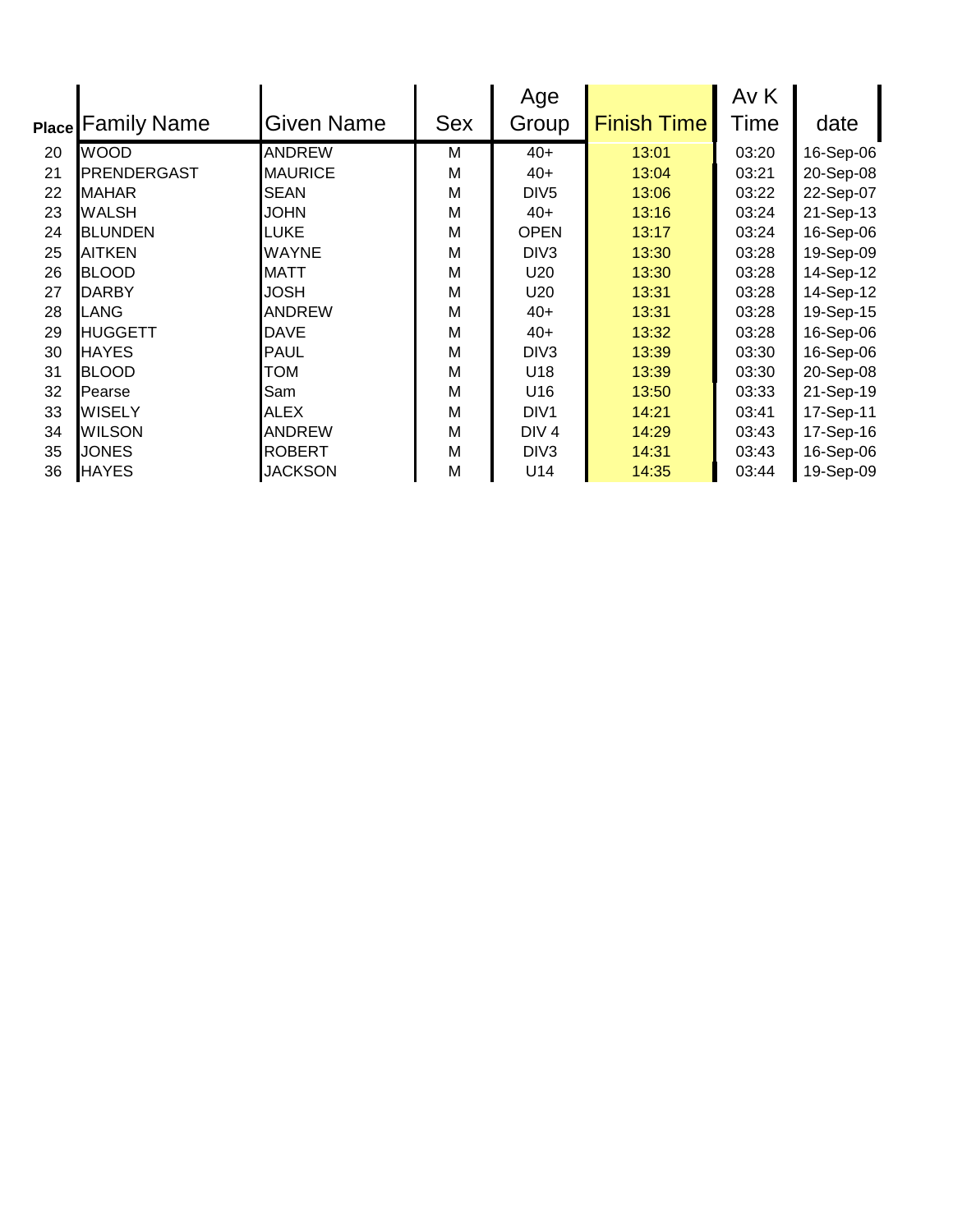| Place | Family Name | Given Name | Sex | Age Group | Finish Time | Av K Time | date |
|---|---|---|---|---|---|---|---|
| 20 | WOOD | ANDREW | M | 40+ | 13:01 | 03:20 | 16-Sep-06 |
| 21 | PRENDERGAST | MAURICE | M | 40+ | 13:04 | 03:21 | 20-Sep-08 |
| 22 | MAHAR | SEAN | M | DIV5 | 13:06 | 03:22 | 22-Sep-07 |
| 23 | WALSH | JOHN | M | 40+ | 13:16 | 03:24 | 21-Sep-13 |
| 24 | BLUNDEN | LUKE | M | OPEN | 13:17 | 03:24 | 16-Sep-06 |
| 25 | AITKEN | WAYNE | M | DIV3 | 13:30 | 03:28 | 19-Sep-09 |
| 26 | BLOOD | MATT | M | U20 | 13:30 | 03:28 | 14-Sep-12 |
| 27 | DARBY | JOSH | M | U20 | 13:31 | 03:28 | 14-Sep-12 |
| 28 | LANG | ANDREW | M | 40+ | 13:31 | 03:28 | 19-Sep-15 |
| 29 | HUGGETT | DAVE | M | 40+ | 13:32 | 03:28 | 16-Sep-06 |
| 30 | HAYES | PAUL | M | DIV3 | 13:39 | 03:30 | 16-Sep-06 |
| 31 | BLOOD | TOM | M | U18 | 13:39 | 03:30 | 20-Sep-08 |
| 32 | Pearse | Sam | M | U16 | 13:50 | 03:33 | 21-Sep-19 |
| 33 | WISELY | ALEX | M | DIV1 | 14:21 | 03:41 | 17-Sep-11 |
| 34 | WILSON | ANDREW | M | DIV 4 | 14:29 | 03:43 | 17-Sep-16 |
| 35 | JONES | ROBERT | M | DIV3 | 14:31 | 03:43 | 16-Sep-06 |
| 36 | HAYES | JACKSON | M | U14 | 14:35 | 03:44 | 19-Sep-09 |